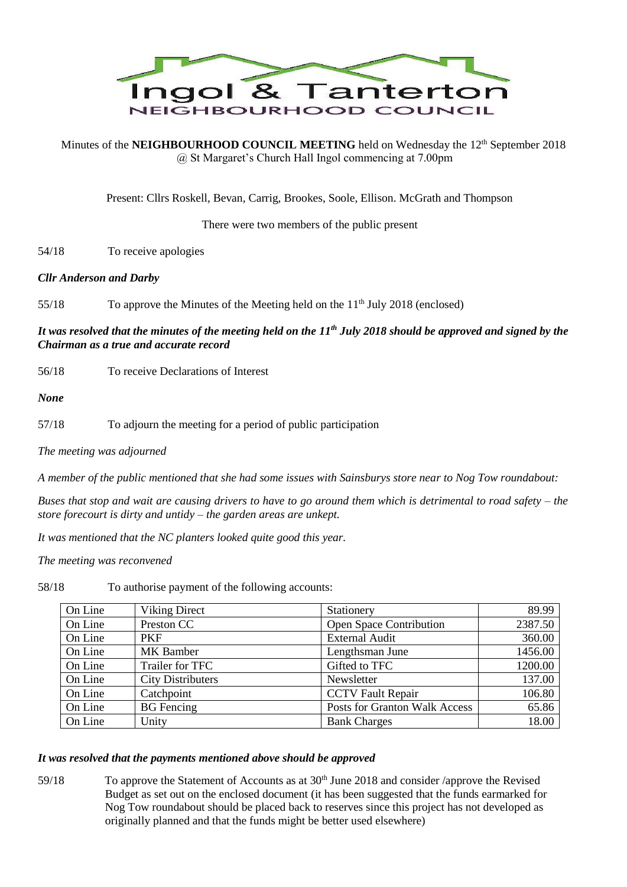# Ingol & Tanterton
## NEIGHBOURHOOD COUNCIL

Minutes of the **NEIGHBOURHOOD COUNCIL MEETING** held on Wednesday the 12th September 2018 @ St Margaret's Church Hall Ingol commencing at 7.00pm

Present: Cllrs Roskell, Bevan, Carrig, Brookes, Soole, Ellison. McGrath and Thompson

There were two members of the public present

54/18 To receive apologies

***Cllr Anderson and Darby***

55/18 To approve the Minutes of the Meeting held on the 11th July 2018 (enclosed)

***It was resolved that the minutes of the meeting held on the 11th July 2018 should be approved and signed by the Chairman as a true and accurate record***

56/18 To receive Declarations of Interest

***None***

57/18 To adjourn the meeting for a period of public participation

*The meeting was adjourned*

*A member of the public mentioned that she had some issues with Sainsburys store near to Nog Tow roundabout:*

*Buses that stop and wait are causing drivers to have to go around them which is detrimental to road safety – the store forecourt is dirty and untidy – the garden areas are unkept.*

*It was mentioned that the NC planters looked quite good this year.*

*The meeting was reconvened*

58/18 To authorise payment of the following accounts:

| | | | |
|---|---|---|---:|
| On Line | Viking Direct | Stationery | 89.99 |
| On Line | Preston CC | Open Space Contribution | 2387.50 |
| On Line | PKF | External Audit | 360.00 |
| On Line | MK Bamber | Lengthsman June | 1456.00 |
| On Line | Trailer for TFC | Gifted to TFC | 1200.00 |
| On Line | City Distributers | Newsletter | 137.00 |
| On Line | Catchpoint | CCTV Fault Repair | 106.80 |
| On Line | BG Fencing | Posts for Granton Walk Access | 65.86 |
| On Line | Unity | Bank Charges | 18.00 |

***It was resolved that the payments mentioned above should be approved***

59/18 To approve the Statement of Accounts as at 30th June 2018 and consider /approve the Revised Budget as set out on the enclosed document (it has been suggested that the funds earmarked for Nog Tow roundabout should be placed back to reserves since this project has not developed as originally planned and that the funds might be better used elsewhere)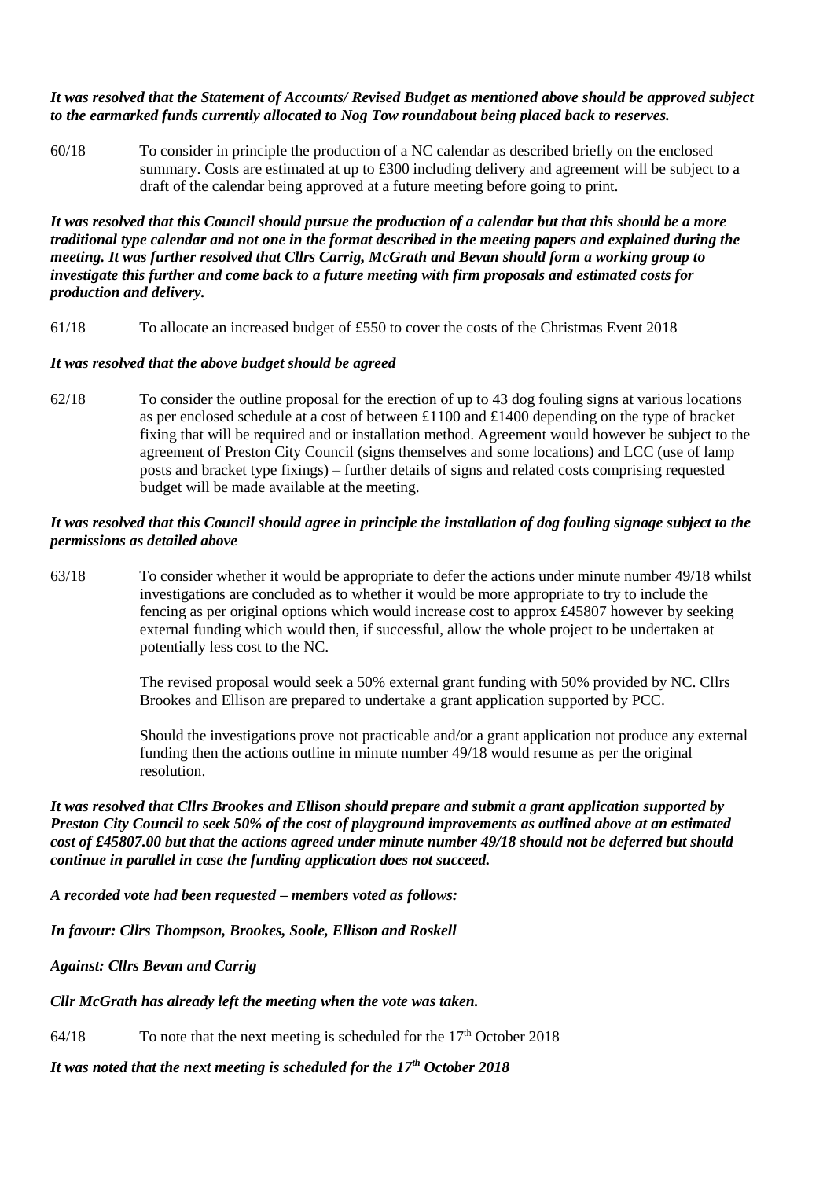***It was resolved that the Statement of Accounts/ Revised Budget as mentioned above should be approved subject to the earmarked funds currently allocated to Nog Tow roundabout being placed back to reserves.***

60/18 To consider in principle the production of a NC calendar as described briefly on the enclosed summary. Costs are estimated at up to £300 including delivery and agreement will be subject to a draft of the calendar being approved at a future meeting before going to print.

***It was resolved that this Council should pursue the production of a calendar but that this should be a more traditional type calendar and not one in the format described in the meeting papers and explained during the meeting. It was further resolved that Cllrs Carrig, McGrath and Bevan should form a working group to investigate this further and come back to a future meeting with firm proposals and estimated costs for production and delivery.***

61/18 To allocate an increased budget of £550 to cover the costs of the Christmas Event 2018

***It was resolved that the above budget should be agreed***

62/18 To consider the outline proposal for the erection of up to 43 dog fouling signs at various locations as per enclosed schedule at a cost of between £1100 and £1400 depending on the type of bracket fixing that will be required and or installation method. Agreement would however be subject to the agreement of Preston City Council (signs themselves and some locations) and LCC (use of lamp posts and bracket type fixings) – further details of signs and related costs comprising requested budget will be made available at the meeting.

***It was resolved that this Council should agree in principle the installation of dog fouling signage subject to the permissions as detailed above***

63/18 To consider whether it would be appropriate to defer the actions under minute number 49/18 whilst investigations are concluded as to whether it would be more appropriate to try to include the fencing as per original options which would increase cost to approx £45807 however by seeking external funding which would then, if successful, allow the whole project to be undertaken at potentially less cost to the NC.

The revised proposal would seek a 50% external grant funding with 50% provided by NC. Cllrs Brookes and Ellison are prepared to undertake a grant application supported by PCC.

Should the investigations prove not practicable and/or a grant application not produce any external funding then the actions outline in minute number 49/18 would resume as per the original resolution.

***It was resolved that Cllrs Brookes and Ellison should prepare and submit a grant application supported by Preston City Council to seek 50% of the cost of playground improvements as outlined above at an estimated cost of £45807.00 but that the actions agreed under minute number 49/18 should not be deferred but should continue in parallel in case the funding application does not succeed.***

***A recorded vote had been requested – members voted as follows:***

***In favour: Cllrs Thompson, Brookes, Soole, Ellison and Roskell***

***Against: Cllrs Bevan and Carrig***

***Cllr McGrath has already left the meeting when the vote was taken.***

64/18 To note that the next meeting is scheduled for the 17th October 2018

***It was noted that the next meeting is scheduled for the 17th October 2018***